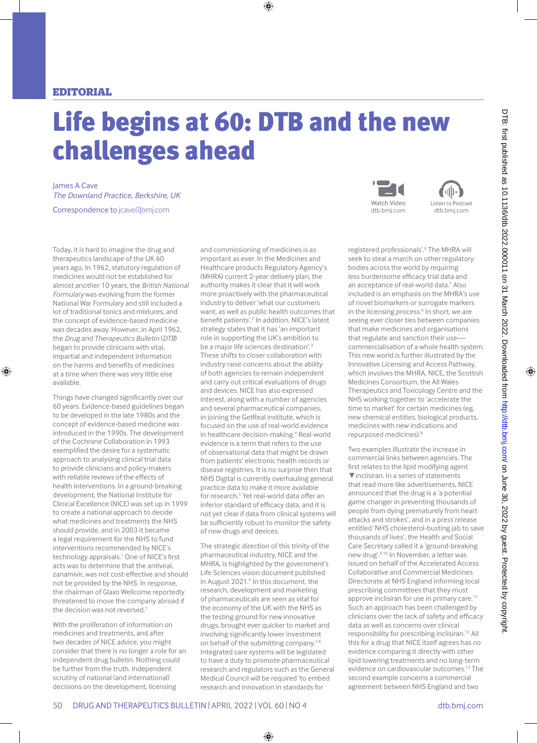EDITORIAL

# Life begins at 60: DTB and the new challenges ahead

James A Cave
*The Downland Practice, Berkshire, UK*

Correspondence to jcave@bmj.com

Today, it is hard to imagine the drug and therapeutics landscape of the UK 60 years ago. In 1962, statutory regulation of medicines would not be established for almost another 10 years, the *British National Formulary* was evolving from the former National War Formulary and still included a lot of traditional tonics and mixtures, and the concept of evidence-based medicine was decades away. However, in April 1962, the *Drug and Therapeutics Bulletin* (*DTB*) began to provide clinicians with vital, impartial and independent information on the harms and benefits of medicines at a time when there was very little else available.

Things have changed significantly over our 60 years. Evidence-based guidelines began to be developed in the late 1980s and the concept of evidence-based medicine was introduced in the 1990s. The development of the Cochrane Collaboration in 1993 exemplified the desire for a systematic approach to analysing clinical trial data to provide clinicians and policy-makers with reliable reviews of the effects of health interventions. In a ground-breaking development, the National Institute for Clinical Excellence (NICE) was set up in 1999 to create a national approach to decide what medicines and treatments the NHS should provide, and in 2003 it became a legal requirement for the NHS to fund interventions recommended by NICE's technology appraisals.[1] One of NICE's first acts was to determine that the antiviral, zanamivir, was not cost-effective and should not be provided by the NHS. In response, the chairman of Glaxo Wellcome reportedly threatened to move the company abroad if the decision was not reversed.[1]

With the proliferation of information on medicines and treatments, and after two decades of NICE advice, you might consider that there is no longer a role for an independent drug bulletin. Nothing could be further from the truth. Independent scrutiny of national (and international) decisions on the development, licensing and commissioning of medicines is as important as ever. In the Medicines and Healthcare products Regulatory Agency's (MHRA) current 2-year delivery plan, the authority makes it clear that it will work more proactively with the pharmaceutical industry to deliver 'what our customers want, as well as public health outcomes that benefit patients'.[2] In addition, NICE's latest strategy states that it has 'an important role in supporting the UK's ambition to be a major life sciences destination'.[3] These shifts to closer collaboration with industry raise concerns about the ability of both agencies to remain independent and carry out critical evaluations of drugs and devices. NICE has also expressed interest, along with a number of agencies and several pharmaceutical companies, in joining the GetReal institute, which is focused on the use of real-world evidence in healthcare decision-making.[4] Real-world evidence is a term that refers to the use of observational data that might be drawn from patients' electronic health records or disease registries. It is no surprise then that NHS Digital is currently overhauling general practice data to make it more available for research.[5] Yet real-world data offer an inferior standard of efficacy data, and it is not yet clear if data from clinical systems will be sufficiently robust to monitor the safety of new drugs and devices.

The strategic direction of this trinity of the pharmaceutical industry, NICE and the MHRA, is highlighted by the government's Life Sciences vision document published in August 2021.[6] In this document, the research, development and marketing of pharmaceuticals are seen as vital for the economy of the UK with the NHS as the testing ground for new innovative drugs, brought ever quicker to market and involving significantly lower investment on behalf of the submitting company.[7,8] Integrated care systems will be legislated to have a duty to promote pharmaceutical research and regulators such as the General Medical Council will be required 'to embed research and innovation in standards for registered professionals'.[6] The MHRA will seek to steal a march on other regulatory bodies across the world by requiring less burdensome efficacy trial data and an acceptance of real-world data.[7] Also included is an emphasis on the MHRA's use of novel biomarkers or surrogate markers in the licensing process.[6] In short, we are seeing ever closer ties between companies that make medicines and organisations that regulate and sanction their use—commercialisation of a whole health system. This new world is further illustrated by the Innovative Licensing and Access Pathway, which involves the MHRA, NICE, the Scottish Medicines Consortium, the All Wales Therapeutics and Toxicology Centre and the NHS working together to 'accelerate the time to market' for certain medicines (eg, new chemical entities, biological products, medicines with new indications and repurposed medicines).[8]

Two examples illustrate the increase in commercial links between agencies. The first relates to the lipid modifying agent ▼inclisiran. In a series of statements that read more like advertisements, NICE announced that the drug is a 'a potential game changer in preventing thousands of people from dying prematurely from heart attacks and strokes', and in a press release entitled 'NHS cholesterol-busting jab to save thousands of lives', the Health and Social Care Secretary called it a 'ground-breaking new drug'.[9,10] In November, a letter was issued on behalf of the Accelerated Access Collaborative and Commercial Medicines Directorate at NHS England informing local prescribing committees that they must approve inclisiran for use in primary care.[11] Such an approach has been challenged by clinicians over the lack of safety and efficacy data as well as concerns over clinical responsibility for prescribing inclisiran.[12] All this for a drug that NICE itself agrees has no evidence comparing it directly with other lipid lowering treatments and no long-term evidence on cardiovascular outcomes.[13] The second example concerns a commercial agreement between NHS England and two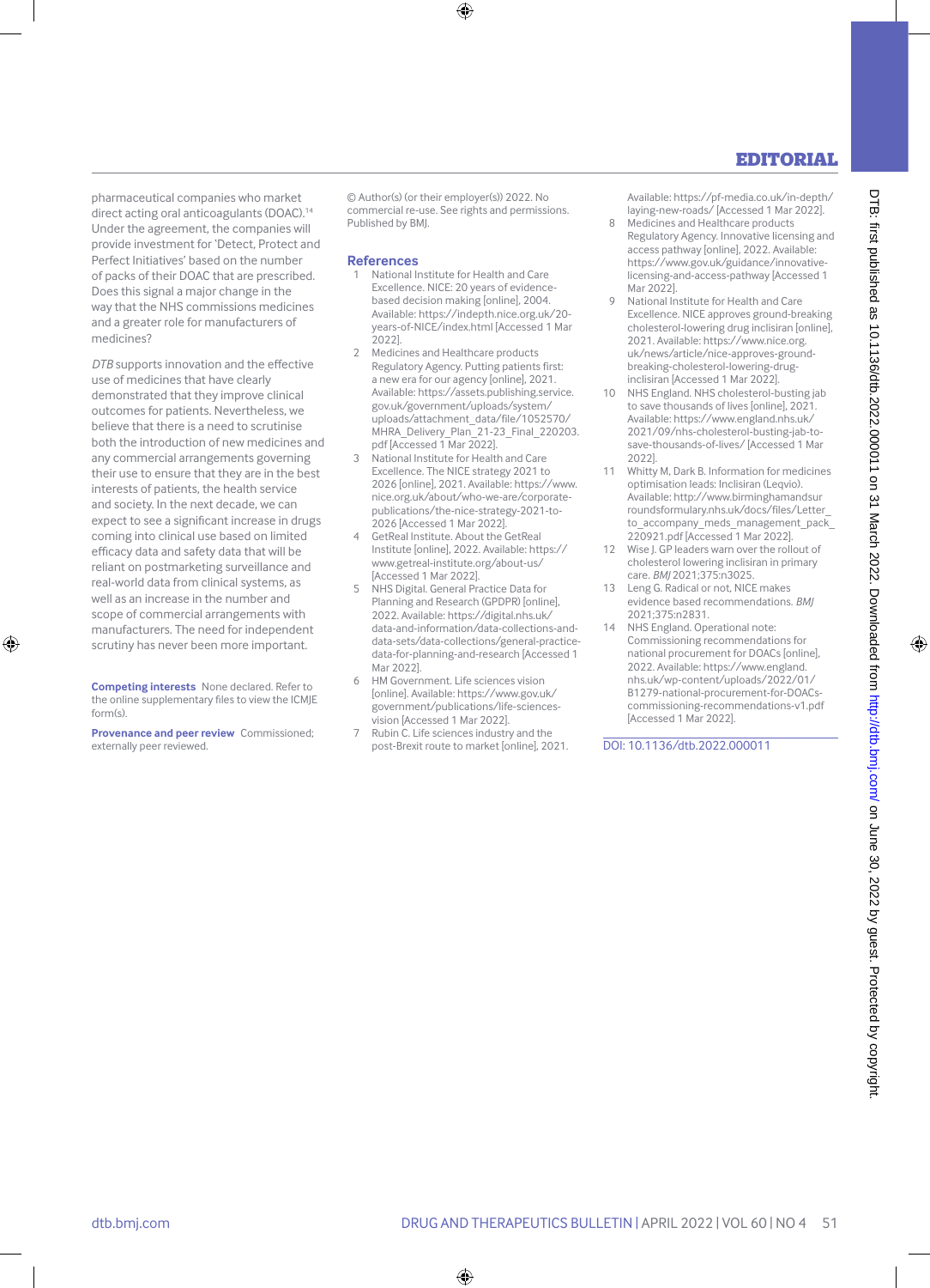pharmaceutical companies who market direct acting oral anticoagulants (DOAC).[14] Under the agreement, the companies will provide investment for 'Detect, Protect and Perfect Initiatives' based on the number of packs of their DOAC that are prescribed. Does this signal a major change in the way that the NHS commissions medicines and a greater role for manufacturers of medicines?

*DTB* supports innovation and the effective use of medicines that have clearly demonstrated that they improve clinical outcomes for patients. Nevertheless, we believe that there is a need to scrutinise both the introduction of new medicines and any commercial arrangements governing their use to ensure that they are in the best interests of patients, the health service and society. In the next decade, we can expect to see a significant increase in drugs coming into clinical use based on limited efficacy data and safety data that will be reliant on postmarketing surveillance and real-world data from clinical systems, as well as an increase in the number and scope of commercial arrangements with manufacturers. The need for independent scrutiny has never been more important.

**Competing interests** None declared. Refer to the online supplementary files to view the ICMJE form(s).

**Provenance and peer review** Commissioned; externally peer reviewed.

© Author(s) (or their employer(s)) 2022. No commercial re-use. See rights and permissions. Published by BMJ.

## References

1. National Institute for Health and Care Excellence. NICE: 20 years of evidence-based decision making [online], 2004. Available: https://indepth.nice.org.uk/20-years-of-NICE/index.html [Accessed 1 Mar 2022].
2. Medicines and Healthcare products Regulatory Agency. Putting patients first: a new era for our agency [online], 2021. Available: https://assets.publishing.service.gov.uk/government/uploads/system/uploads/attachment_data/file/1052570/MHRA_Delivery_Plan_21-23_Final_220203.pdf [Accessed 1 Mar 2022].
3. National Institute for Health and Care Excellence. The NICE strategy 2021 to 2026 [online], 2021. Available: https://www.nice.org.uk/about/who-we-are/corporate-publications/the-nice-strategy-2021-to-2026 [Accessed 1 Mar 2022].
4. GetReal Institute. About the GetReal Institute [online], 2022. Available: https://www.getreal-institute.org/about-us/ [Accessed 1 Mar 2022].
5. NHS Digital. General Practice Data for Planning and Research (GPDPR) [online], 2022. Available: https://digital.nhs.uk/data-and-information/data-collections-and-data-sets/data-collections/general-practice-data-for-planning-and-research [Accessed 1 Mar 2022].
6. HM Government. Life sciences vision [online]. Available: https://www.gov.uk/government/publications/life-sciences-vision [Accessed 1 Mar 2022].
7. Rubin C. Life sciences industry and the post-Brexit route to market [online], 2021. Available: https://pf-media.co.uk/in-depth/laying-new-roads/ [Accessed 1 Mar 2022].
8. Medicines and Healthcare products Regulatory Agency. Innovative licensing and access pathway [online], 2022. Available: https://www.gov.uk/guidance/innovative-licensing-and-access-pathway [Accessed 1 Mar 2022].
9. National Institute for Health and Care Excellence. NICE approves ground-breaking cholesterol-lowering drug inclisiran [online], 2021. Available: https://www.nice.org.uk/news/article/nice-approves-ground-breaking-cholesterol-lowering-drug-inclisiran [Accessed 1 Mar 2022].
10. NHS England. NHS cholesterol-busting jab to save thousands of lives [online], 2021. Available: https://www.england.nhs.uk/2021/09/nhs-cholesterol-busting-jab-to-save-thousands-of-lives/ [Accessed 1 Mar 2022].
11. Whitty M, Dark B. Information for medicines optimisation leads: Inclisiran (Leqvio). Available: http://www.birminghamandsurroundsformulary.nhs.uk/docs/files/Letter_to_accompany_meds_management_pack_220921.pdf [Accessed 1 Mar 2022].
12. Wise J. GP leaders warn over the rollout of cholesterol lowering inclisiran in primary care. *BMJ* 2021;375:n3025.
13. Leng G. Radical or not, NICE makes evidence based recommendations. *BMJ* 2021;375:n2831.
14. NHS England. Operational note: Commissioning recommendations for national procurement for DOACs [online], 2022. Available: https://www.england.nhs.uk/wp-content/uploads/2022/01/B1279-national-procurement-for-DOACs-commissioning-recommendations-v1.pdf [Accessed 1 Mar 2022].

DOI: 10.1136/dtb.2022.000011